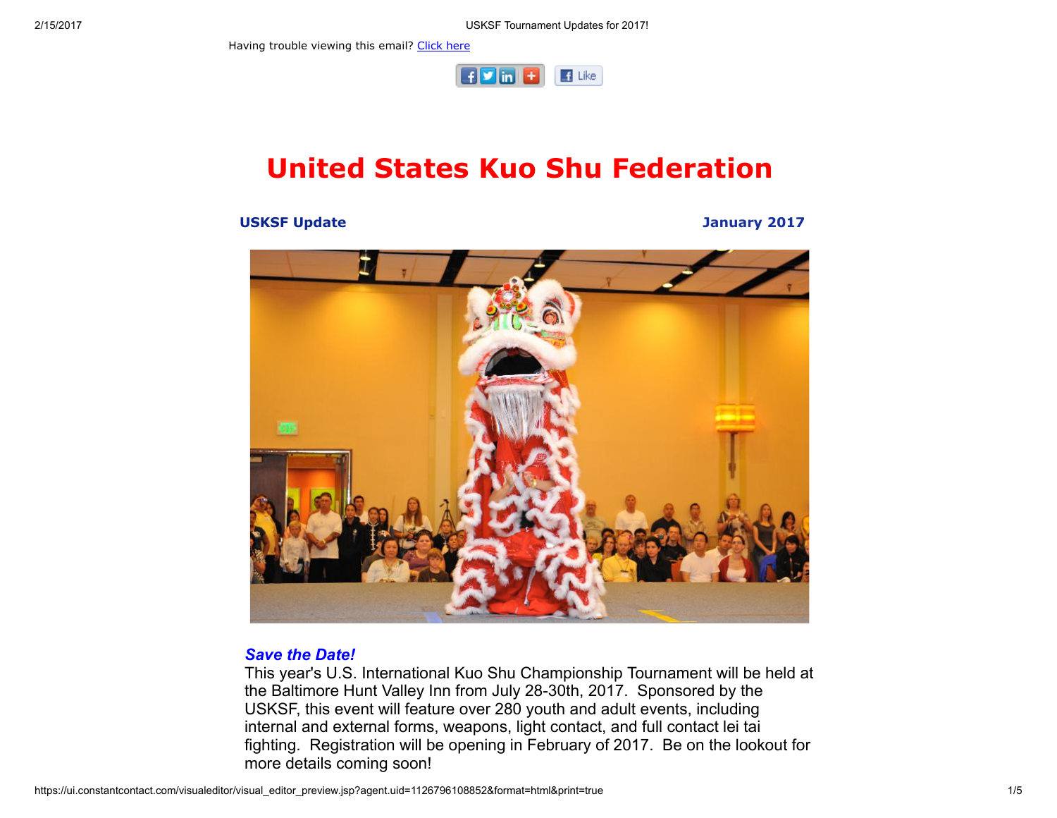Having trouble viewing this email? Click here

# United States Kuo Shu Federation

**USKSF Update** **January 2017**

### *Save the Date!*

This year's U.S. International Kuo Shu Championship Tournament will be held at the Baltimore Hunt Valley Inn from July 28-30th, 2017. Sponsored by the USKSF, this event will feature over 280 youth and adult events, including internal and external forms, weapons, light contact, and full contact lei tai fighting. Registration will be opening in February of 2017. Be on the lookout for more details coming soon!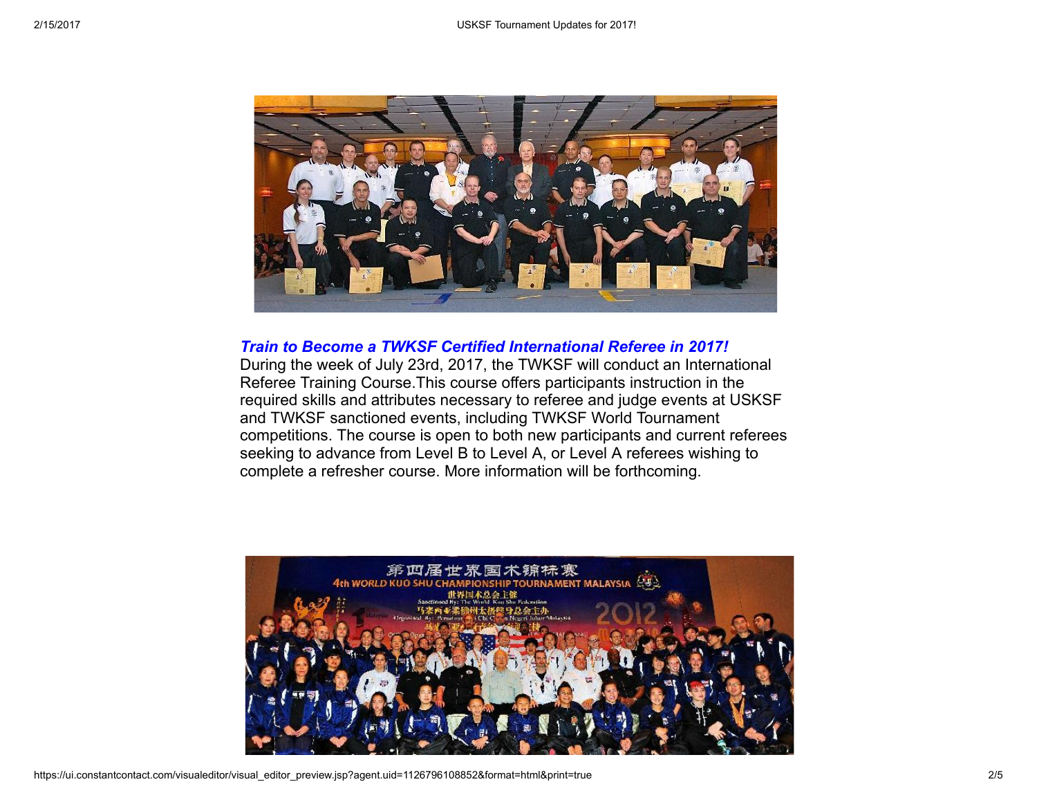***Train to Become a TWKSF Certified International Referee in 2017!***

During the week of July 23rd, 2017, the TWKSF will conduct an International Referee Training Course.This course offers participants instruction in the required skills and attributes necessary to referee and judge events at USKSF and TWKSF sanctioned events, including TWKSF World Tournament competitions. The course is open to both new participants and current referees seeking to advance from Level B to Level A, or Level A referees wishing to complete a refresher course. More information will be forthcoming.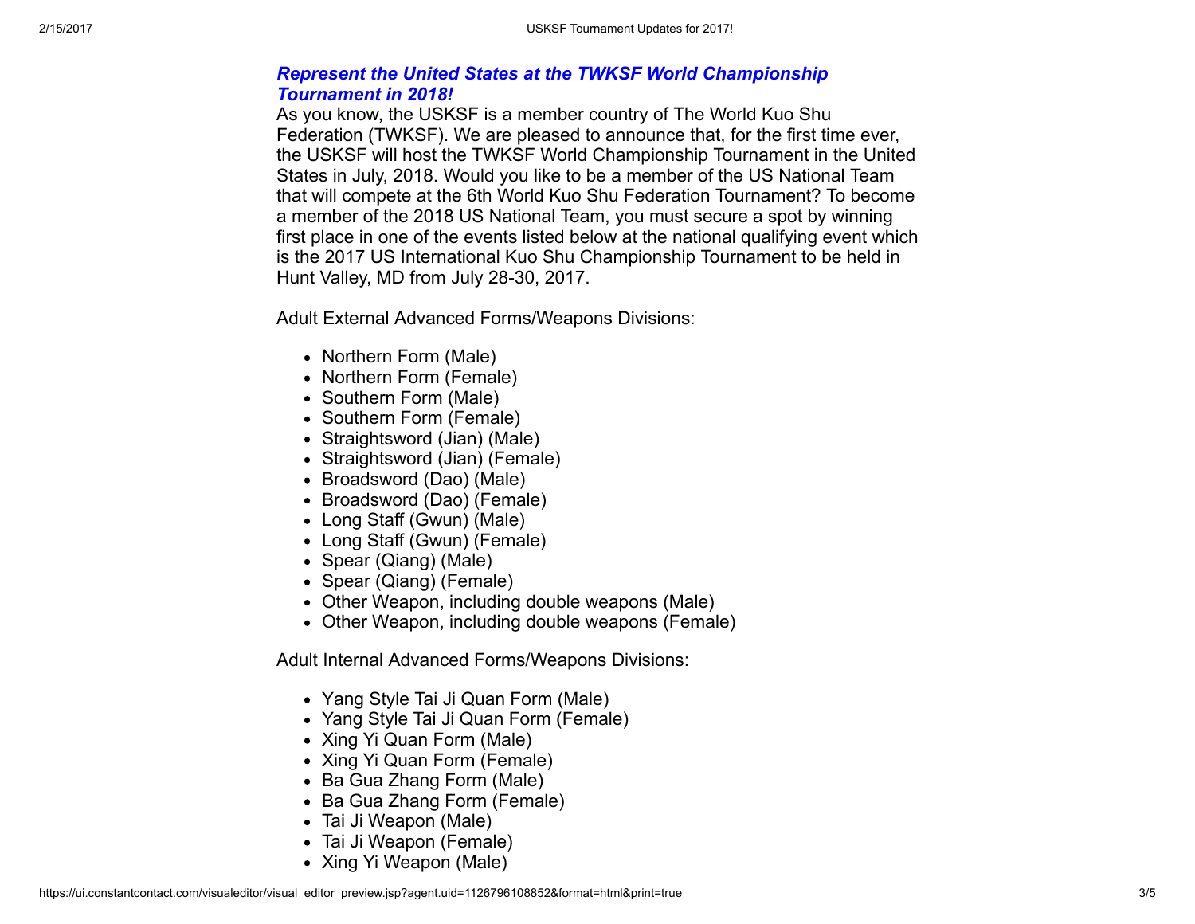***Represent the United States at the TWKSF World Championship Tournament in 2018!***

As you know, the USKSF is a member country of The World Kuo Shu Federation (TWKSF). We are pleased to announce that, for the first time ever, the USKSF will host the TWKSF World Championship Tournament in the United States in July, 2018. Would you like to be a member of the US National Team that will compete at the 6th World Kuo Shu Federation Tournament? To become a member of the 2018 US National Team, you must secure a spot by winning first place in one of the events listed below at the national qualifying event which is the 2017 US International Kuo Shu Championship Tournament to be held in Hunt Valley, MD from July 28-30, 2017.

Adult External Advanced Forms/Weapons Divisions:

- Northern Form (Male)
- Northern Form (Female)
- Southern Form (Male)
- Southern Form (Female)
- Straightsword (Jian) (Male)
- Straightsword (Jian) (Female)
- Broadsword (Dao) (Male)
- Broadsword (Dao) (Female)
- Long Staff (Gwun) (Male)
- Long Staff (Gwun) (Female)
- Spear (Qiang) (Male)
- Spear (Qiang) (Female)
- Other Weapon, including double weapons (Male)
- Other Weapon, including double weapons (Female)

Adult Internal Advanced Forms/Weapons Divisions:

- Yang Style Tai Ji Quan Form (Male)
- Yang Style Tai Ji Quan Form (Female)
- Xing Yi Quan Form (Male)
- Xing Yi Quan Form (Female)
- Ba Gua Zhang Form (Male)
- Ba Gua Zhang Form (Female)
- Tai Ji Weapon (Male)
- Tai Ji Weapon (Female)
- Xing Yi Weapon (Male)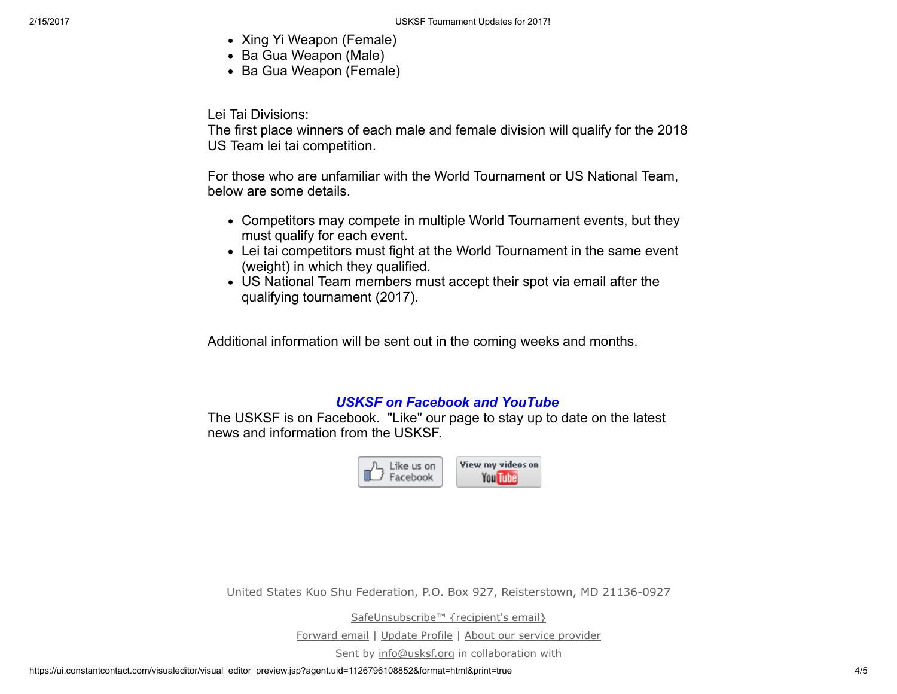- Xing Yi Weapon (Female)
- Ba Gua Weapon (Male)
- Ba Gua Weapon (Female)

Lei Tai Divisions:
The first place winners of each male and female division will qualify for the 2018 US Team lei tai competition.

For those who are unfamiliar with the World Tournament or US National Team, below are some details.

- Competitors may compete in multiple World Tournament events, but they must qualify for each event.
- Lei tai competitors must fight at the World Tournament in the same event (weight) in which they qualified.
- US National Team members must accept their spot via email after the qualifying tournament (2017).

Additional information will be sent out in the coming weeks and months.

***USKSF on Facebook and YouTube***

The USKSF is on Facebook. "Like" our page to stay up to date on the latest news and information from the USKSF.

Like us on Facebook | View my videos on YouTube

United States Kuo Shu Federation, P.O. Box 927, Reisterstown, MD 21136-0927

SafeUnsubscribe™ {recipient's email}

Forward email | Update Profile | About our service provider

Sent by info@usksf.org in collaboration with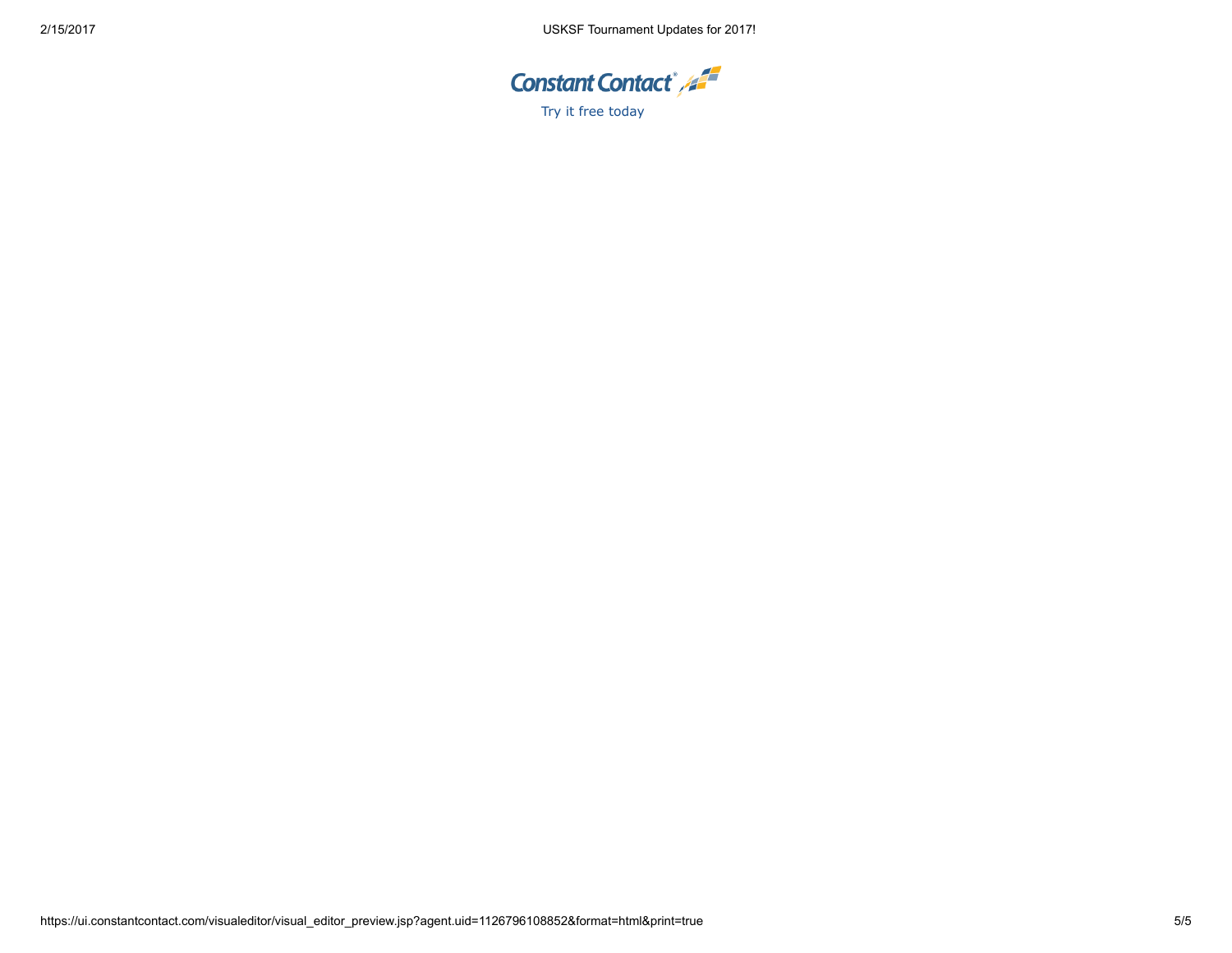Constant Contact

Try it free today